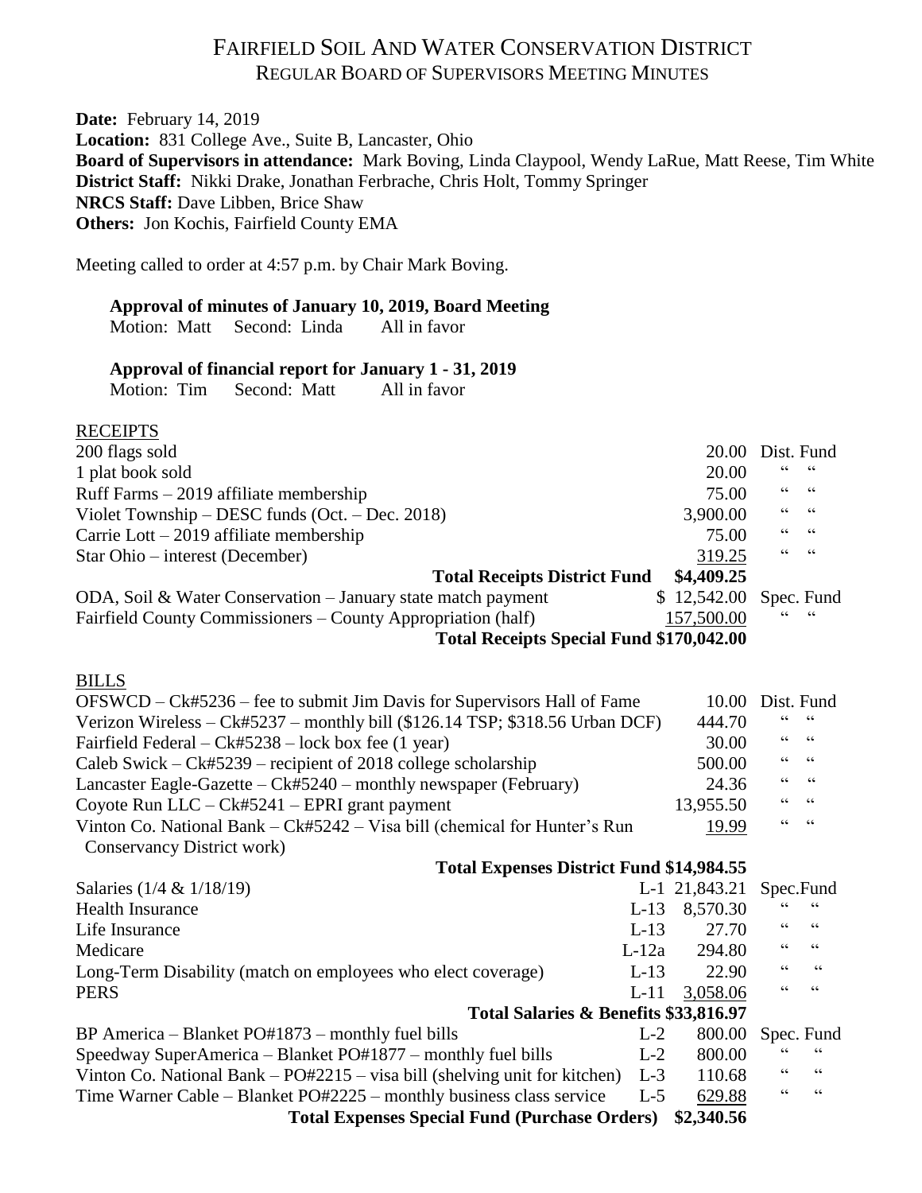# FAIRFIELD SOIL AND WATER CONSERVATION DISTRICT
## REGULAR BOARD OF SUPERVISORS MEETING MINUTES

**Date:** February 14, 2019
**Location:** 831 College Ave., Suite B, Lancaster, Ohio
**Board of Supervisors in attendance:** Mark Boving, Linda Claypool, Wendy LaRue, Matt Reese, Tim White
**District Staff:** Nikki Drake, Jonathan Ferbrache, Chris Holt, Tommy Springer
**NRCS Staff:** Dave Libben, Brice Shaw
**Others:** Jon Kochis, Fairfield County EMA

Meeting called to order at 4:57 p.m. by Chair Mark Boving.

**Approval of minutes of January 10, 2019, Board Meeting**
Motion: Matt Second: Linda All in favor

**Approval of financial report for January 1 - 31, 2019**
Motion: Tim Second: Matt All in favor

RECEIPTS

| Item | Amount | Fund |
|---|---|---|
| 200 flags sold | 20.00 | Dist. Fund |
| 1 plat book sold | 20.00 | " " |
| Ruff Farms – 2019 affiliate membership | 75.00 | " " |
| Violet Township – DESC funds (Oct. – Dec. 2018) | 3,900.00 | " " |
| Carrie Lott – 2019 affiliate membership | 75.00 | " " |
| Star Ohio – interest (December) | 319.25 | " " |
| **Total Receipts District Fund** | **$4,409.25** | |
| ODA, Soil & Water Conservation – January state match payment | $ 12,542.00 | Spec. Fund |
| Fairfield County Commissioners – County Appropriation (half) | 157,500.00 | " " |
| **Total Receipts Special Fund** | **$170,042.00** | |

BILLS

| Item | Line | Amount | Fund |
|---|---|---|---|
| OFSWCD – Ck#5236 – fee to submit Jim Davis for Supervisors Hall of Fame | | 10.00 | Dist. Fund |
| Verizon Wireless – Ck#5237 – monthly bill ($126.14 TSP; $318.56 Urban DCF) | | 444.70 | " " |
| Fairfield Federal – Ck#5238 – lock box fee (1 year) | | 30.00 | " " |
| Caleb Swick – Ck#5239 – recipient of 2018 college scholarship | | 500.00 | " " |
| Lancaster Eagle-Gazette – Ck#5240 – monthly newspaper (February) | | 24.36 | " " |
| Coyote Run LLC – Ck#5241 – EPRI grant payment | | 13,955.50 | " " |
| Vinton Co. National Bank – Ck#5242 – Visa bill (chemical for Hunter's Run Conservancy District work) | | 19.99 | " " |
| **Total Expenses District Fund** | | **$14,984.55** | |
| Salaries (1/4 & 1/18/19) | L-1 | 21,843.21 | Spec.Fund |
| Health Insurance | L-13 | 8,570.30 | " " |
| Life Insurance | L-13 | 27.70 | " " |
| Medicare | L-12a | 294.80 | " " |
| Long-Term Disability (match on employees who elect coverage) | L-13 | 22.90 | " " |
| PERS | L-11 | 3,058.06 | " " |
| **Total Salaries & Benefits** | | **$33,816.97** | |
| BP America – Blanket PO#1873 – monthly fuel bills | L-2 | 800.00 | Spec. Fund |
| Speedway SuperAmerica – Blanket PO#1877 – monthly fuel bills | L-2 | 800.00 | " " |
| Vinton Co. National Bank – PO#2215 – visa bill (shelving unit for kitchen) | L-3 | 110.68 | " " |
| Time Warner Cable – Blanket PO#2225 – monthly business class service | L-5 | 629.88 | " " |
| **Total Expenses Special Fund (Purchase Orders)** | | **$2,340.56** | |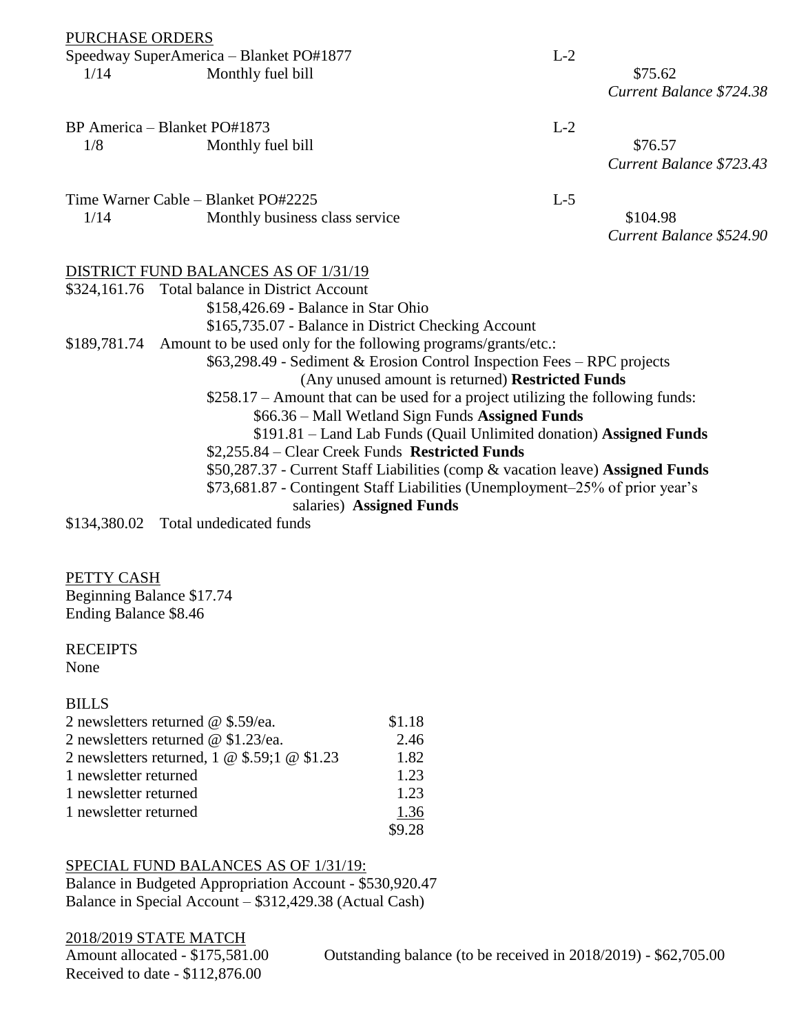## PURCHASE ORDERS

Speedway SuperAmerica – Blanket PO#1877 L-2

1/14 Monthly fuel bill $75.62

*Current Balance $724.38*

BP America – Blanket PO#1873 L-2

1/8 Monthly fuel bill $76.57

*Current Balance $723.43*

Time Warner Cable – Blanket PO#2225 L-5

1/14 Monthly business class service $104.98

*Current Balance $524.90*

## DISTRICT FUND BALANCES AS OF 1/31/19

$324,161.76 Total balance in District Account

- $158,426.69 - Balance in Star Ohio
- $165,735.07 - Balance in District Checking Account

$189,781.74 Amount to be used only for the following programs/grants/etc.:

- $63,298.49 - Sediment & Erosion Control Inspection Fees – RPC projects (Any unused amount is returned) **Restricted Funds**
- $258.17 – Amount that can be used for a project utilizing the following funds:
  - $66.36 – Mall Wetland Sign Funds **Assigned Funds**
  - $191.81 – Land Lab Funds (Quail Unlimited donation) **Assigned Funds**
- $2,255.84 – Clear Creek Funds **Restricted Funds**
- $50,287.37 - Current Staff Liabilities (comp & vacation leave) **Assigned Funds**
- $73,681.87 - Contingent Staff Liabilities (Unemployment–25% of prior year's salaries) **Assigned Funds**

$134,380.02 Total undedicated funds

## PETTY CASH

Beginning Balance $17.74

Ending Balance $8.46

## RECEIPTS

None

## BILLS

| | |
|---|---|
| 2 newsletters returned @ $.59/ea. | $1.18 |
| 2 newsletters returned @ $1.23/ea. | 2.46 |
| 2 newsletters returned, 1 @ $.59;1 @ $1.23 | 1.82 |
| 1 newsletter returned | 1.23 |
| 1 newsletter returned | 1.23 |
| 1 newsletter returned | 1.36 |
| | $9.28 |

## SPECIAL FUND BALANCES AS OF 1/31/19:

Balance in Budgeted Appropriation Account - $530,920.47

Balance in Special Account – $312,429.38 (Actual Cash)

## 2018/2019 STATE MATCH

Amount allocated - $175,581.00

Received to date - $112,876.00

Outstanding balance (to be received in 2018/2019) - $62,705.00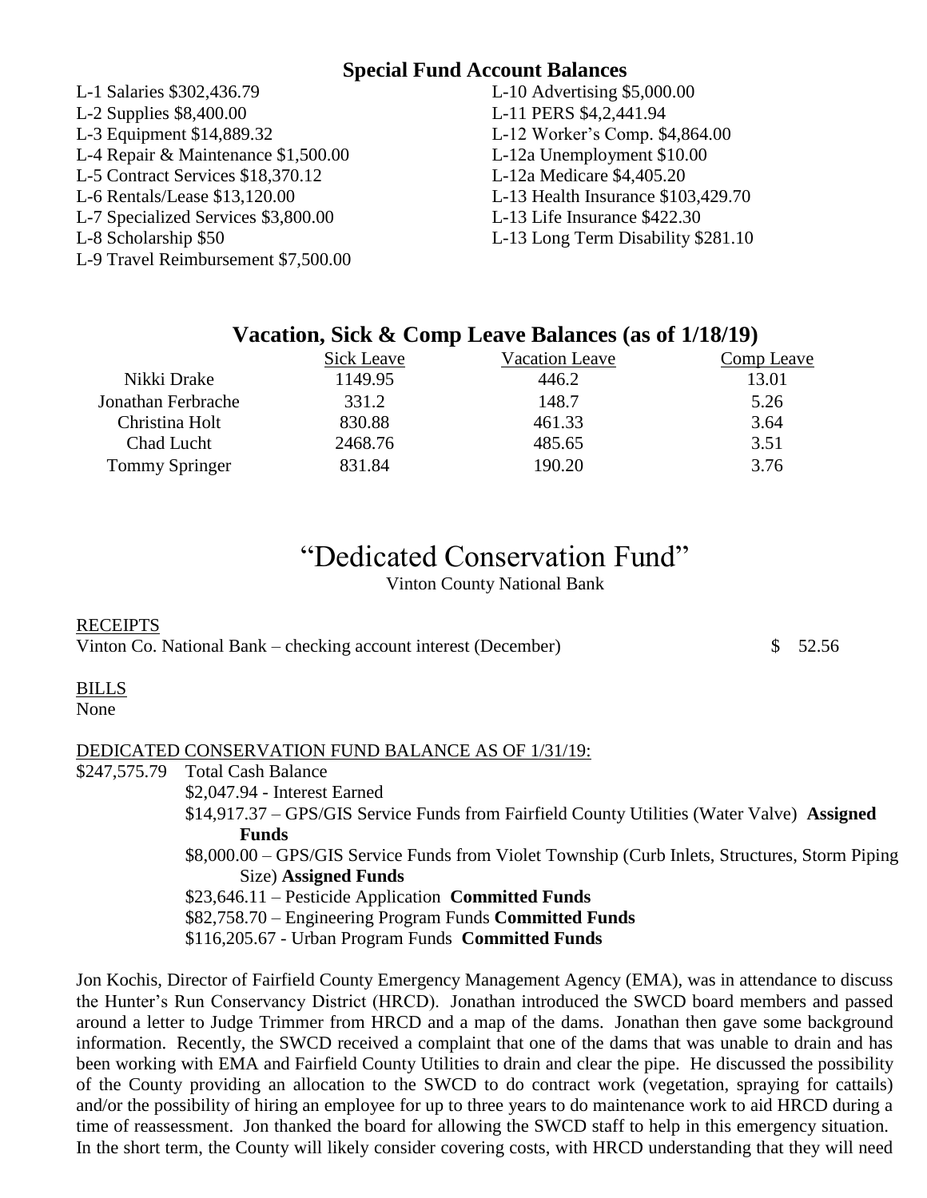## Special Fund Account Balances

L-1 Salaries $302,436.79
L-2 Supplies $8,400.00
L-3 Equipment $14,889.32
L-4 Repair & Maintenance $1,500.00
L-5 Contract Services $18,370.12
L-6 Rentals/Lease $13,120.00
L-7 Specialized Services $3,800.00
L-8 Scholarship $50
L-9 Travel Reimbursement $7,500.00
L-10 Advertising $5,000.00
L-11 PERS $4,2,441.94
L-12 Worker's Comp. $4,864.00
L-12a Unemployment $10.00
L-12a Medicare $4,405.20
L-13 Health Insurance $103,429.70
L-13 Life Insurance $422.30
L-13 Long Term Disability $281.10

## Vacation, Sick & Comp Leave Balances (as of 1/18/19)

| | Sick Leave | Vacation Leave | Comp Leave |
|---|---|---|---|
| Nikki Drake | 1149.95 | 446.2 | 13.01 |
| Jonathan Ferbrache | 331.2 | 148.7 | 5.26 |
| Christina Holt | 830.88 | 461.33 | 3.64 |
| Chad Lucht | 2468.76 | 485.65 | 3.51 |
| Tommy Springer | 831.84 | 190.20 | 3.76 |

# "Dedicated Conservation Fund"

Vinton County National Bank

RECEIPTS

Vinton Co. National Bank – checking account interest (December) $ 52.56

BILLS

None

DEDICATED CONSERVATION FUND BALANCE AS OF 1/31/19:

$247,575.79 Total Cash Balance
- $2,047.94 - Interest Earned
- $14,917.37 – GPS/GIS Service Funds from Fairfield County Utilities (Water Valve) **Assigned Funds**
- $8,000.00 – GPS/GIS Service Funds from Violet Township (Curb Inlets, Structures, Storm Piping Size) **Assigned Funds**
- $23,646.11 – Pesticide Application **Committed Funds**
- $82,758.70 – Engineering Program Funds **Committed Funds**
- $116,205.67 - Urban Program Funds **Committed Funds**

Jon Kochis, Director of Fairfield County Emergency Management Agency (EMA), was in attendance to discuss the Hunter's Run Conservancy District (HRCD). Jonathan introduced the SWCD board members and passed around a letter to Judge Trimmer from HRCD and a map of the dams. Jonathan then gave some background information. Recently, the SWCD received a complaint that one of the dams that was unable to drain and has been working with EMA and Fairfield County Utilities to drain and clear the pipe. He discussed the possibility of the County providing an allocation to the SWCD to do contract work (vegetation, spraying for cattails) and/or the possibility of hiring an employee for up to three years to do maintenance work to aid HRCD during a time of reassessment. Jon thanked the board for allowing the SWCD staff to help in this emergency situation. In the short term, the County will likely consider covering costs, with HRCD understanding that they will need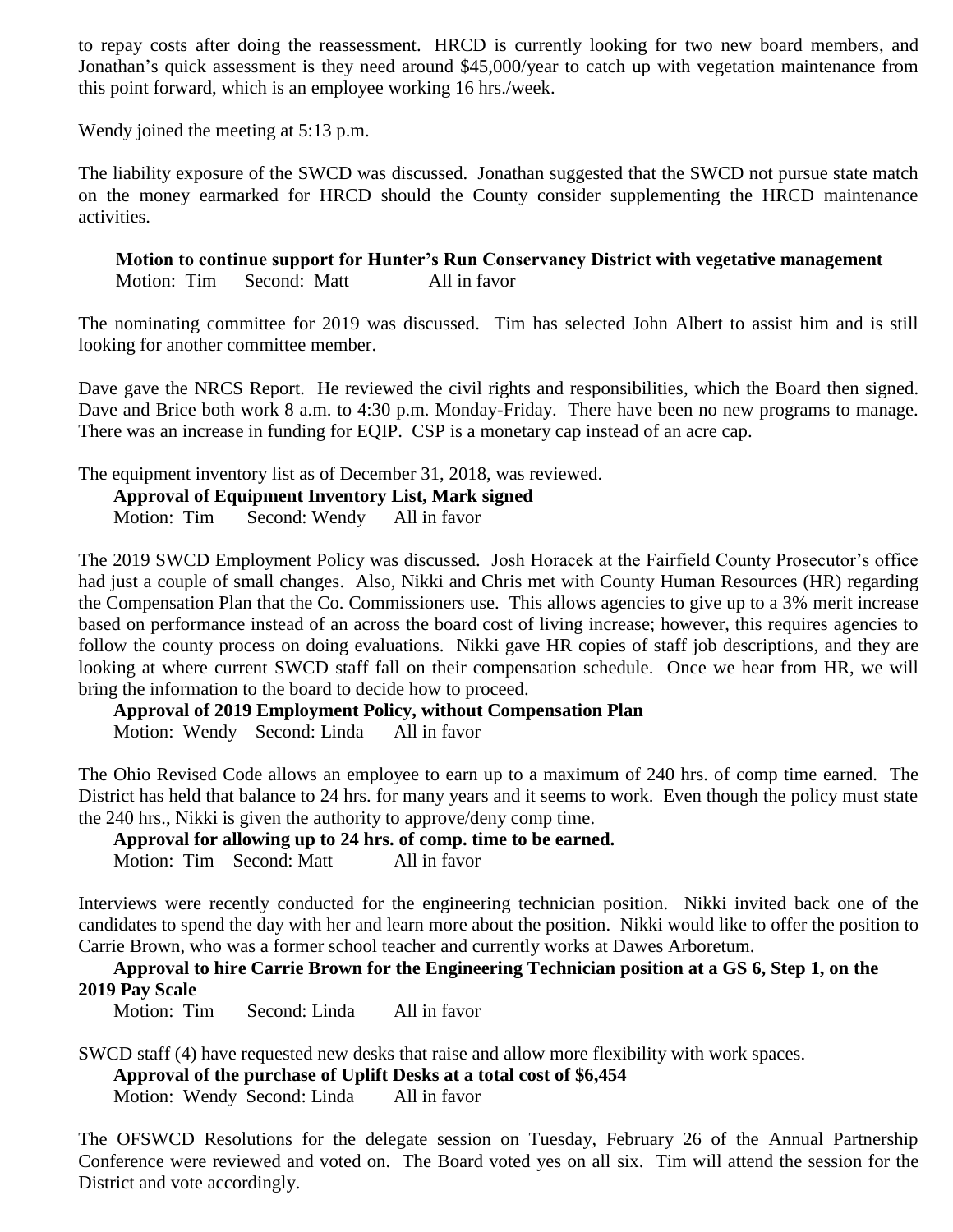to repay costs after doing the reassessment. HRCD is currently looking for two new board members, and Jonathan's quick assessment is they need around $45,000/year to catch up with vegetation maintenance from this point forward, which is an employee working 16 hrs./week.

Wendy joined the meeting at 5:13 p.m.

The liability exposure of the SWCD was discussed. Jonathan suggested that the SWCD not pursue state match on the money earmarked for HRCD should the County consider supplementing the HRCD maintenance activities.

**Motion to continue support for Hunter's Run Conservancy District with vegetative management**
Motion: Tim Second: Matt All in favor

The nominating committee for 2019 was discussed. Tim has selected John Albert to assist him and is still looking for another committee member.

Dave gave the NRCS Report. He reviewed the civil rights and responsibilities, which the Board then signed. Dave and Brice both work 8 a.m. to 4:30 p.m. Monday-Friday. There have been no new programs to manage. There was an increase in funding for EQIP. CSP is a monetary cap instead of an acre cap.

The equipment inventory list as of December 31, 2018, was reviewed.

**Approval of Equipment Inventory List, Mark signed**
Motion: Tim Second: Wendy All in favor

The 2019 SWCD Employment Policy was discussed. Josh Horacek at the Fairfield County Prosecutor's office had just a couple of small changes. Also, Nikki and Chris met with County Human Resources (HR) regarding the Compensation Plan that the Co. Commissioners use. This allows agencies to give up to a 3% merit increase based on performance instead of an across the board cost of living increase; however, this requires agencies to follow the county process on doing evaluations. Nikki gave HR copies of staff job descriptions, and they are looking at where current SWCD staff fall on their compensation schedule. Once we hear from HR, we will bring the information to the board to decide how to proceed.

**Approval of 2019 Employment Policy, without Compensation Plan**
Motion: Wendy Second: Linda All in favor

The Ohio Revised Code allows an employee to earn up to a maximum of 240 hrs. of comp time earned. The District has held that balance to 24 hrs. for many years and it seems to work. Even though the policy must state the 240 hrs., Nikki is given the authority to approve/deny comp time.

**Approval for allowing up to 24 hrs. of comp. time to be earned.**
Motion: Tim Second: Matt All in favor

Interviews were recently conducted for the engineering technician position. Nikki invited back one of the candidates to spend the day with her and learn more about the position. Nikki would like to offer the position to Carrie Brown, who was a former school teacher and currently works at Dawes Arboretum.

**Approval to hire Carrie Brown for the Engineering Technician position at a GS 6, Step 1, on the 2019 Pay Scale**
Motion: Tim Second: Linda All in favor

SWCD staff (4) have requested new desks that raise and allow more flexibility with work spaces.

**Approval of the purchase of Uplift Desks at a total cost of $6,454**
Motion: Wendy Second: Linda All in favor

The OFSWCD Resolutions for the delegate session on Tuesday, February 26 of the Annual Partnership Conference were reviewed and voted on. The Board voted yes on all six. Tim will attend the session for the District and vote accordingly.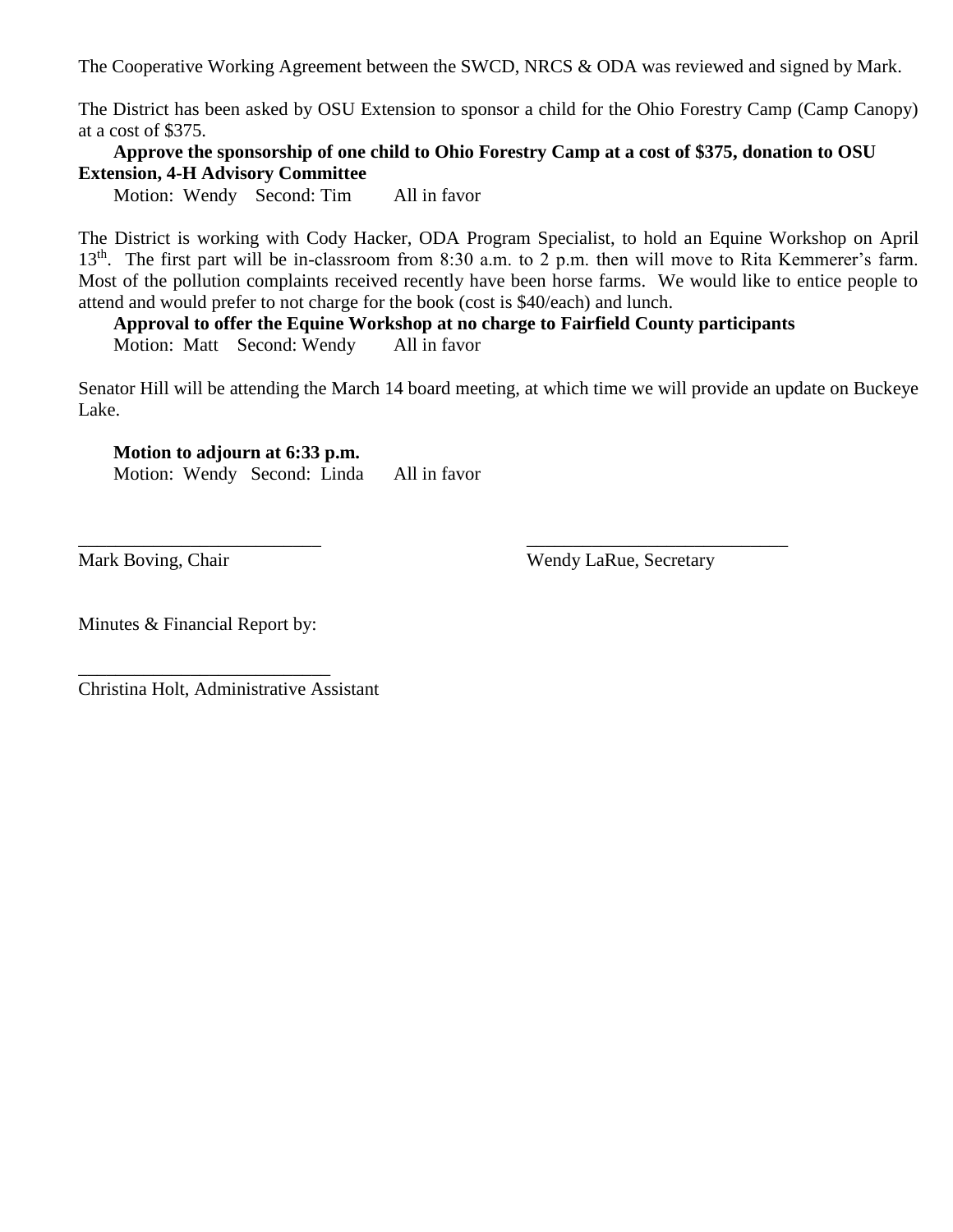The Cooperative Working Agreement between the SWCD, NRCS & ODA was reviewed and signed by Mark.

The District has been asked by OSU Extension to sponsor a child for the Ohio Forestry Camp (Camp Canopy) at a cost of $375.

**Approve the sponsorship of one child to Ohio Forestry Camp at a cost of $375, donation to OSU Extension, 4-H Advisory Committee**

Motion: Wendy Second: Tim All in favor

The District is working with Cody Hacker, ODA Program Specialist, to hold an Equine Workshop on April 13th. The first part will be in-classroom from 8:30 a.m. to 2 p.m. then will move to Rita Kemmerer's farm. Most of the pollution complaints received recently have been horse farms. We would like to entice people to attend and would prefer to not charge for the book (cost is $40/each) and lunch.

**Approval to offer the Equine Workshop at no charge to Fairfield County participants**

Motion: Matt Second: Wendy All in favor

Senator Hill will be attending the March 14 board meeting, at which time we will provide an update on Buckeye Lake.

**Motion to adjourn at 6:33 p.m.**

Motion: Wendy Second: Linda All in favor

___________________________ ___________________________

Mark Boving, Chair Wendy LaRue, Secretary

Minutes & Financial Report by:

___________________________

Christina Holt, Administrative Assistant